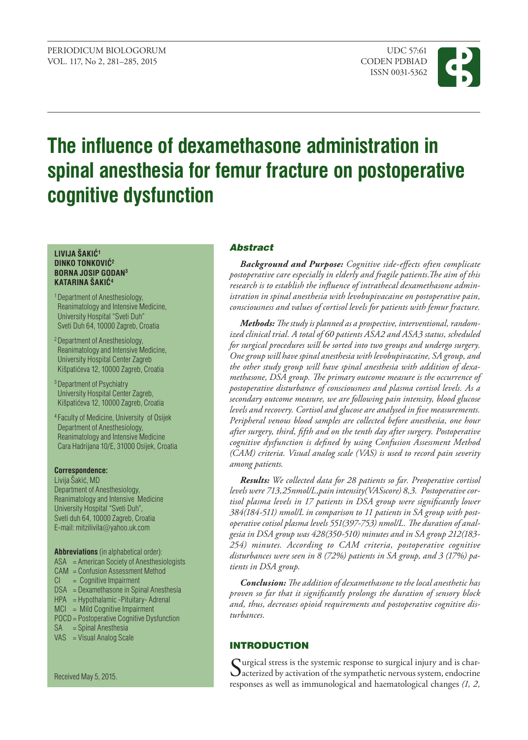# The influence of dexamethasone administration in spinal anesthesia for femur fracture on postoperative cognitive dysfunction

**LIVIJA ŠAKIĆ[1]**
**DINKO TONKOVIĆ[2]**
**BORNA JOSIP GODAN[3]**
**KATARINA ŠAKIĆ[4]**

[1] Department of Anesthesiology, Reanimatology and Intensive Medicine, University Hospital "Sveti Duh" Sveti Duh 64, 10000 Zagreb, Croatia

[2] Department of Anesthesiology, Reanimatology and Intensive Medicine, University Hospital Center Zagreb Kišpatićeva 12, 10000 Zagreb, Croatia

[3] Department of Psychiatry University Hospital Center Zagreb, Kišpatićeva 12, 10000 Zagreb, Croatia

[4] Faculty of Medicine, University of Osijek Department of Anesthesiology, Reanimatology and Intensive Medicine Cara Hadrijana 10/E, 31000 Osijek, Croatia

**Correspondence:**
Livija Šakić, MD
Department of Anesthesiology, Reanimatology and Intensive Medicine
University Hospital "Sveti Duh",
Sveti duh 64, 10000 Zagreb, Croatia
E-mail: mitzilivila@yahoo.uk.com

**Abbreviations** (in alphabetical order):
ASA = American Society of Anesthesiologists
CAM = Confusion Assessment Method
CI = Cognitive Impairment
DSA = Dexamethasone in Spinal Anesthesia
HPA = Hypothalamic -Pituitary- Adrenal
MCI = Mild Cognitive Impairment
POCD = Postoperative Cognitive Dysfunction
SA = Spinal Anesthesia
VAS = Visual Analog Scale

Received May 5, 2015.

## *Abstract*

***Background and Purpose:*** *Cognitive side-effects often complicate postoperative care especially in elderly and fragile patients.The aim of this research is to establish the influence of intrathecal dexamethasone administration in spinal anesthesia with levobupivacaine on postoperative pain, consciousness and values of cortisol levels for patients with femur fracture.*

***Methods:*** *The study is planned as a prospective, interventional, randomized clinical trial. A total of 60 patients ASA2 and ASA3 status, scheduled for surgical procedures will be sorted into two groups and undergo surgery. One group will have spinal anesthesia with levobupivacaine, SA group, and the other study group will have spinal anesthesia with addition of dexamethasone, DSA group. The primary outcome measure is the occurrence of postoperative disturbance of consciousness and plasma cortisol levels. As a secondary outcome measure, we are following pain intensity, blood glucose levels and recovery. Cortisol and glucose are analysed in five measurements. Peripheral venous blood samples are collected before anesthesia, one hour after surgery, third, fifth and on the tenth day after surgery. Postoperative cognitive dysfunction is defined by using Confusion Assessment Method (CAM) criteria. Visual analog scale (VAS) is used to record pain severity among patients.*

***Results:*** *We collected data for 28 patients so far. Preoperative cortisol levels were 713,25nmol/L,pain intensity(VASscore) 8,3. Postoperative cortisol plasma levels in 17 patients in DSA group were significantly lower 384(184-511) nmol/L in comparison to 11 patients in SA group with postoperative cotisol plasma levels 551(397-753) nmol/L. The duration of analgesia in DSA group was 428(350-510) minutes and in SA group 212(183-254) minutes. According to CAM criteria, postoperative cognitive disturbances were seen in 8 (72%) patients in SA group, and 3 (17%) patients in DSA group.*

***Conclusion:*** *The addition of dexamethasone to the local anesthetic has proven so far that it significantly prolongs the duration of sensory block and, thus, decreases opioid requirements and postoperative cognitive disturbances.*

## INTRODUCTION

Surgical stress is the systemic response to surgical injury and is characterized by activation of the sympathetic nervous system, endocrine responses as well as immunological and haematological changes *(1, 2,*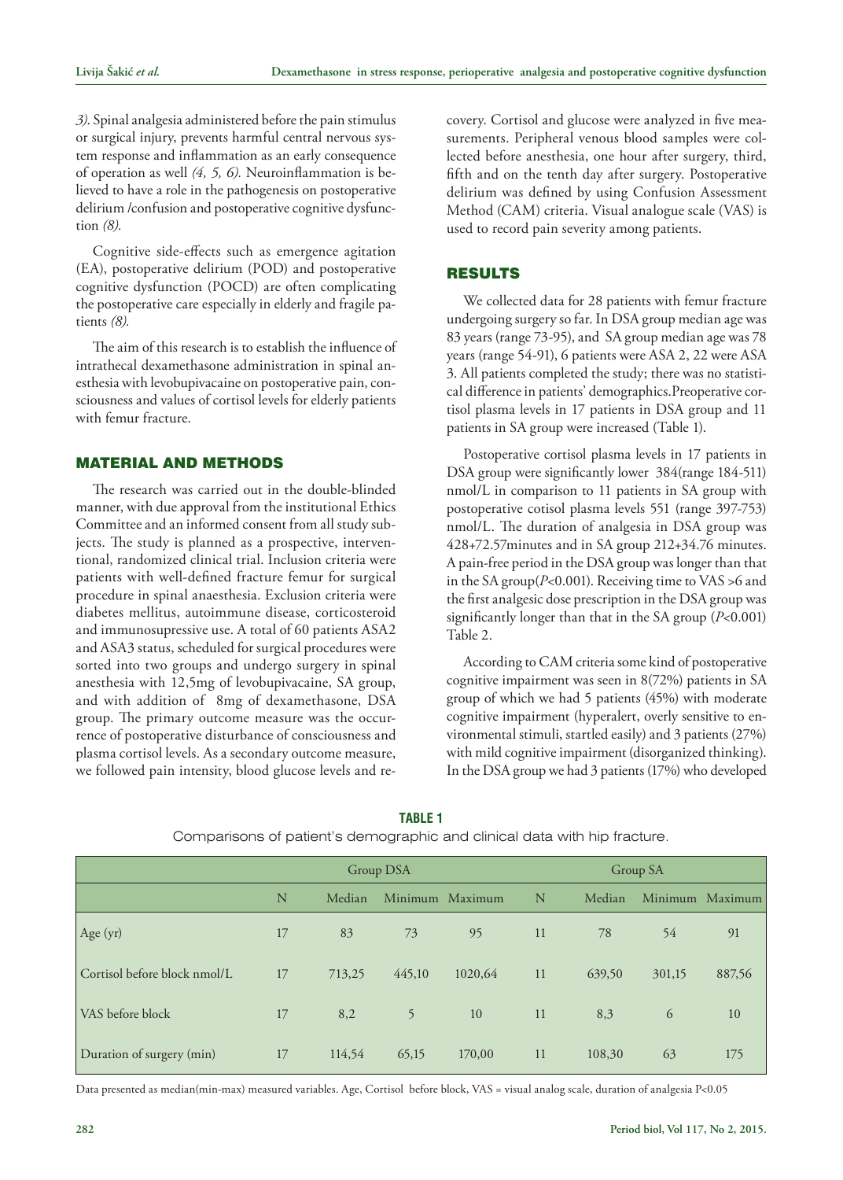*3).* Spinal analgesia administered before the pain stimulus or surgical injury, prevents harmful central nervous system response and inflammation as an early consequence of operation as well *(4, 5, 6).* Neuroinflammation is believed to have a role in the pathogenesis on postoperative delirium /confusion and postoperative cognitive dysfunction *(8).*

Cognitive side-effects such as emergence agitation (EA), postoperative delirium (POD) and postoperative cognitive dysfunction (POCD) are often complicating the postoperative care especially in elderly and fragile patients *(8).*

The aim of this research is to establish the influence of intrathecal dexamethasone administration in spinal anesthesia with levobupivacaine on postoperative pain, consciousness and values of cortisol levels for elderly patients with femur fracture.

## MATERIAL AND METHODS

The research was carried out in the double-blinded manner, with due approval from the institutional Ethics Committee and an informed consent from all study subjects. The study is planned as a prospective, interventional, randomized clinical trial. Inclusion criteria were patients with well-defined fracture femur for surgical procedure in spinal anaesthesia. Exclusion criteria were diabetes mellitus, autoimmune disease, corticosteroid and immunosupressive use. A total of 60 patients ASA2 and ASA3 status, scheduled for surgical procedures were sorted into two groups and undergo surgery in spinal anesthesia with 12,5mg of levobupivacaine, SA group, and with addition of 8mg of dexamethasone, DSA group. The primary outcome measure was the occurrence of postoperative disturbance of consciousness and plasma cortisol levels. As a secondary outcome measure, we followed pain intensity, blood glucose levels and recovery. Cortisol and glucose were analyzed in five measurements. Peripheral venous blood samples were collected before anesthesia, one hour after surgery, third, fifth and on the tenth day after surgery. Postoperative delirium was defined by using Confusion Assessment Method (CAM) criteria. Visual analogue scale (VAS) is used to record pain severity among patients.

## RESULTS

We collected data for 28 patients with femur fracture undergoing surgery so far. In DSA group median age was 83 years (range 73-95), and SA group median age was 78 years (range 54-91), 6 patients were ASA 2, 22 were ASA 3. All patients completed the study; there was no statistical difference in patients' demographics.Preoperative cortisol plasma levels in 17 patients in DSA group and 11 patients in SA group were increased (Table 1).

Postoperative cortisol plasma levels in 17 patients in DSA group were significantly lower 384(range 184-511) nmol/L in comparison to 11 patients in SA group with postoperative cotisol plasma levels 551 (range 397-753) nmol/L. The duration of analgesia in DSA group was 428+72.57minutes and in SA group 212+34.76 minutes. A pain-free period in the DSA group was longer than that in the SA group($P<0.001$). Receiving time to VAS >6 and the first analgesic dose prescription in the DSA group was significantly longer than that in the SA group ($P<0.001$) Table 2.

According to CAM criteria some kind of postoperative cognitive impairment was seen in 8(72%) patients in SA group of which we had 5 patients (45%) with moderate cognitive impairment (hyperalert, overly sensitive to environmental stimuli, startled easily) and 3 patients (27%) with mild cognitive impairment (disorganized thinking). In the DSA group we had 3 patients (17%) who developed

**TABLE 1**

Comparisons of patient's demographic and clinical data with hip fracture.

| | Group DSA | | | | Group SA | | | |
|---|---|---|---|---|---|---|---|---|
| | N | Median | Minimum | Maximum | N | Median | Minimum | Maximum |
| Age (yr) | 17 | 83 | 73 | 95 | 11 | 78 | 54 | 91 |
| Cortisol before block nmol/L | 17 | 713,25 | 445,10 | 1020,64 | 11 | 639,50 | 301,15 | 887,56 |
| VAS before block | 17 | 8,2 | 5 | 10 | 11 | 8,3 | 6 | 10 |
| Duration of surgery (min) | 17 | 114,54 | 65,15 | 170,00 | 11 | 108,30 | 63 | 175 |

Data presented as median(min-max) measured variables. Age, Cortisol before block, VAS = visual analog scale, duration of analgesia $P<0.05$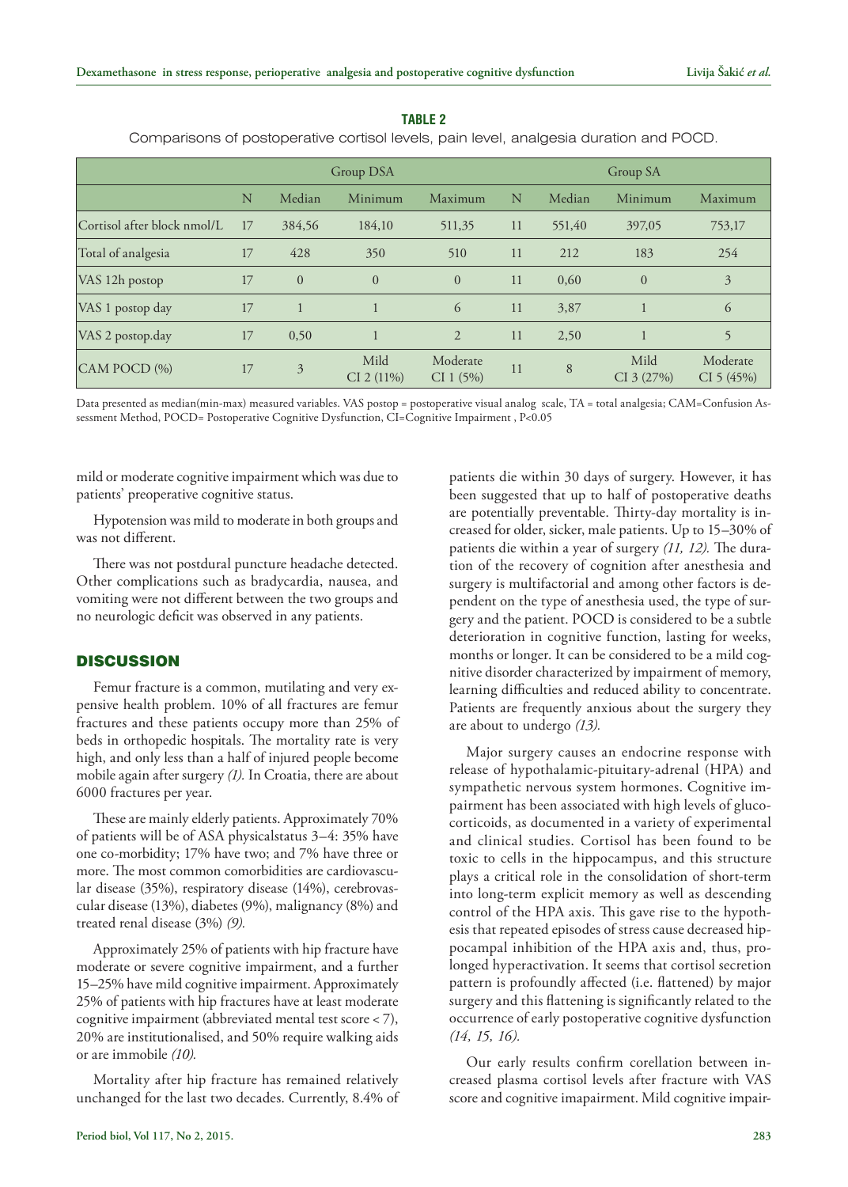**TABLE 2**

Comparisons of postoperative cortisol levels, pain level, analgesia duration and POCD.

| | Group DSA | | | | Group SA | | | |
|---|---|---|---|---|---|---|---|---|
| | N | Median | Minimum | Maximum | N | Median | Minimum | Maximum |
| Cortisol after block nmol/L | 17 | 384,56 | 184,10 | 511,35 | 11 | 551,40 | 397,05 | 753,17 |
| Total of analgesia | 17 | 428 | 350 | 510 | 11 | 212 | 183 | 254 |
| VAS 12h postop | 17 | 0 | 0 | 0 | 11 | 0,60 | 0 | 3 |
| VAS 1 postop day | 17 | 1 | 1 | 6 | 11 | 3,87 | 1 | 6 |
| VAS 2 postop.day | 17 | 0,50 | 1 | 2 | 11 | 2,50 | 1 | 5 |
| CAM POCD (%) | 17 | 3 | Mild CI 2 (11%) | Moderate CI 1 (5%) | 11 | 8 | Mild CI 3 (27%) | Moderate CI 5 (45%) |

Data presented as median(min-max) measured variables. VAS postop = postoperative visual analog scale, TA = total analgesia; CAM=Confusion Assessment Method, POCD= Postoperative Cognitive Dysfunction, CI=Cognitive Impairment , P<0.05

mild or moderate cognitive impairment which was due to patients' preoperative cognitive status.

Hypotension was mild to moderate in both groups and was not different.

There was not postdural puncture headache detected. Other complications such as bradycardia, nausea, and vomiting were not different between the two groups and no neurologic deficit was observed in any patients.

## DISCUSSION

Femur fracture is a common, mutilating and very expensive health problem. 10% of all fractures are femur fractures and these patients occupy more than 25% of beds in orthopedic hospitals. The mortality rate is very high, and only less than a half of injured people become mobile again after surgery *(1).* In Croatia, there are about 6000 fractures per year.

These are mainly elderly patients. Approximately 70% of patients will be of ASA physicalstatus 3–4: 35% have one co-morbidity; 17% have two; and 7% have three or more. The most common comorbidities are cardiovascular disease (35%), respiratory disease (14%), cerebrovascular disease (13%), diabetes (9%), malignancy (8%) and treated renal disease (3%) *(9).*

Approximately 25% of patients with hip fracture have moderate or severe cognitive impairment, and a further 15–25% have mild cognitive impairment. Approximately 25% of patients with hip fractures have at least moderate cognitive impairment (abbreviated mental test score < 7), 20% are institutionalised, and 50% require walking aids or are immobile *(10).*

Mortality after hip fracture has remained relatively unchanged for the last two decades. Currently, 8.4% of patients die within 30 days of surgery. However, it has been suggested that up to half of postoperative deaths are potentially preventable. Thirty-day mortality is increased for older, sicker, male patients. Up to 15–30% of patients die within a year of surgery *(11, 12).* The duration of the recovery of cognition after anesthesia and surgery is multifactorial and among other factors is dependent on the type of anesthesia used, the type of surgery and the patient. POCD is considered to be a subtle deterioration in cognitive function, lasting for weeks, months or longer. It can be considered to be a mild cognitive disorder characterized by impairment of memory, learning difficulties and reduced ability to concentrate. Patients are frequently anxious about the surgery they are about to undergo *(13).*

Major surgery causes an endocrine response with release of hypothalamic-pituitary-adrenal (HPA) and sympathetic nervous system hormones. Cognitive impairment has been associated with high levels of glucocorticoids, as documented in a variety of experimental and clinical studies. Cortisol has been found to be toxic to cells in the hippocampus, and this structure plays a critical role in the consolidation of short-term into long-term explicit memory as well as descending control of the HPA axis. This gave rise to the hypothesis that repeated episodes of stress cause decreased hippocampal inhibition of the HPA axis and, thus, prolonged hyperactivation. It seems that cortisol secretion pattern is profoundly affected (i.e. flattened) by major surgery and this flattening is significantly related to the occurrence of early postoperative cognitive dysfunction *(14, 15, 16).*

Our early results confirm corellation between increased plasma cortisol levels after fracture with VAS score and cognitive imapairment. Mild cognitive impair-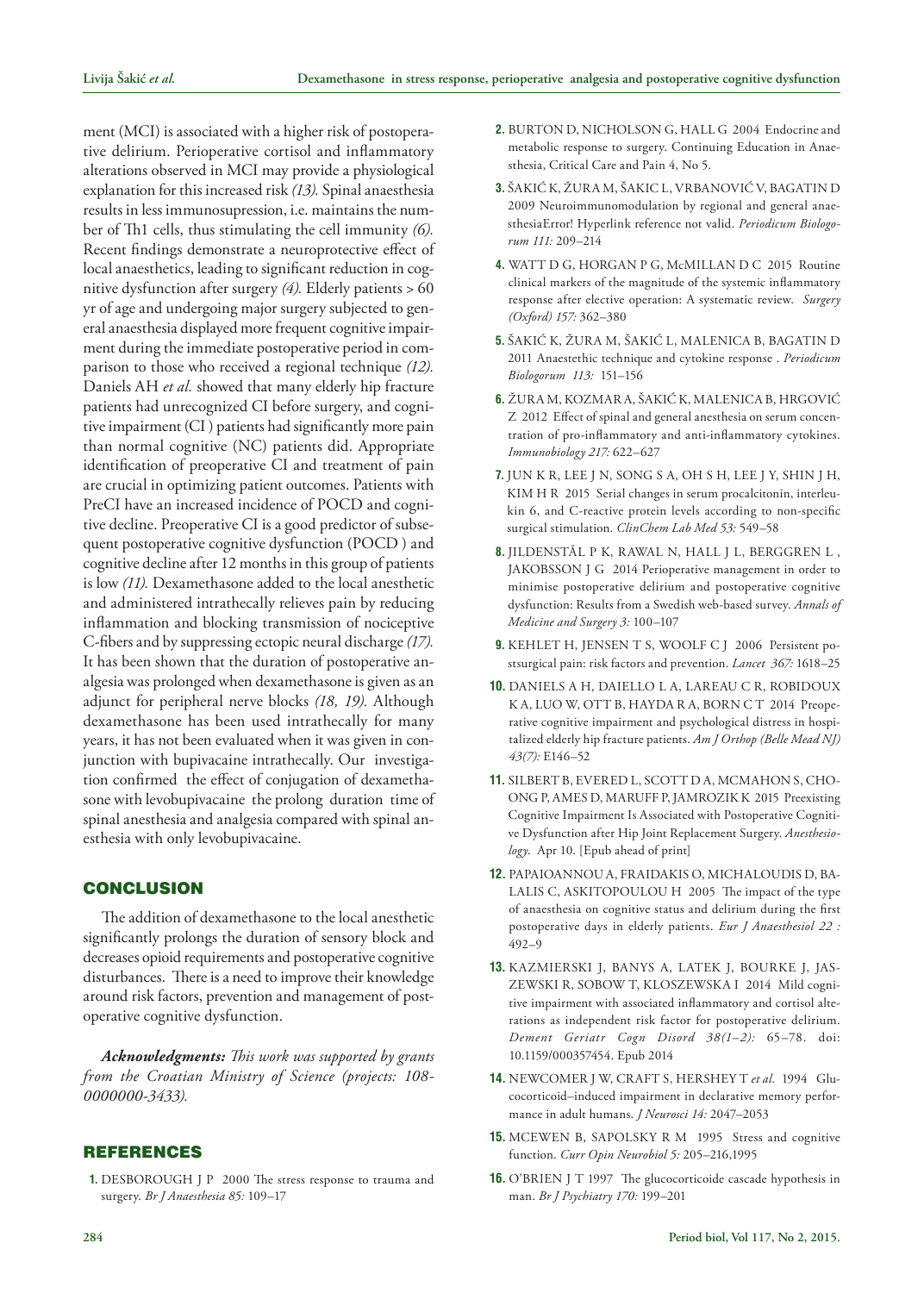ment (MCI) is associated with a higher risk of postoperative delirium. Perioperative cortisol and inflammatory alterations observed in MCI may provide a physiological explanation for this increased risk *(13).* Spinal anaesthesia results in less immunosupression, i.e. maintains the number of Th1 cells, thus stimulating the cell immunity *(6).* Recent findings demonstrate a neuroprotective effect of local anaesthetics, leading to significant reduction in cognitive dysfunction after surgery *(4).* Elderly patients > 60 yr of age and undergoing major surgery subjected to general anaesthesia displayed more frequent cognitive impairment during the immediate postoperative period in comparison to those who received a regional technique *(12).* Daniels AH *et al.* showed that many elderly hip fracture patients had unrecognized CI before surgery, and cognitive impairment (CI ) patients had significantly more pain than normal cognitive (NC) patients did. Appropriate identification of preoperative CI and treatment of pain are crucial in optimizing patient outcomes. Patients with PreCI have an increased incidence of POCD and cognitive decline. Preoperative CI is a good predictor of subsequent postoperative cognitive dysfunction (POCD ) and cognitive decline after 12 months in this group of patients is low *(11).* Dexamethasone added to the local anesthetic and administered intrathecally relieves pain by reducing inflammation and blocking transmission of nociceptive C-fibers and by suppressing ectopic neural discharge *(17).* It has been shown that the duration of postoperative analgesia was prolonged when dexamethasone is given as an adjunct for peripheral nerve blocks *(18, 19).* Although dexamethasone has been used intrathecally for many years, it has not been evaluated when it was given in conjunction with bupivacaine intrathecally. Our investigation confirmed the effect of conjugation of dexamethasone with levobupivacaine the prolong duration time of spinal anesthesia and analgesia compared with spinal anesthesia with only levobupivacaine.

## CONCLUSION

The addition of dexamethasone to the local anesthetic significantly prolongs the duration of sensory block and decreases opioid requirements and postoperative cognitive disturbances. There is a need to improve their knowledge around risk factors, prevention and management of postoperative cognitive dysfunction.

***Acknowledgments:*** *This work was supported by grants from the Croatian Ministry of Science (projects: 108-0000000-3433).*

## REFERENCES

1. DESBOROUGH J P 2000 The stress response to trauma and surgery. *Br J Anaesthesia 85:* 109–17
2. BURTON D, NICHOLSON G, HALL G 2004 Endocrine and metabolic response to surgery. Continuing Education in Anaesthesia, Critical Care and Pain 4, No 5.
3. ŠAKIĆ K, ŽURA M, ŠAKIC L, VRBANOVIĆ V, BAGATIN D 2009 Neuroimmunomodulation by regional and general anaesthesiaError! Hyperlink reference not valid. *Periodicum Biologorum 111:* 209–214
4. WATT D G, HORGAN P G, McMILLAN D C 2015 Routine clinical markers of the magnitude of the systemic inflammatory response after elective operation: A systematic review. *Surgery (Oxford) 157:* 362–380
5. ŠAKIĆ K, ŽURA M, ŠAKIĆ L, MALENICA B, BAGATIN D 2011 Anaestethic technique and cytokine response . *Periodicum Biologorum 113:* 151–156
6. ŽURA M, KOZMAR A, ŠAKIĆ K, MALENICA B, HRGOVIĆ Z 2012 Effect of spinal and general anesthesia on serum concentration of pro-inflammatory and anti-inflammatory cytokines. *Immunobiology 217:* 622–627
7. JUN K R, LEE J N, SONG S A, OH S H, LEE J Y, SHIN J H, KIM H R 2015 Serial changes in serum procalcitonin, interleukin 6, and C-reactive protein levels according to non-specific surgical stimulation. *ClinChem Lab Med 53:* 549–58
8. JILDENSTÅL P K, RAWAL N, HALL J L, BERGGREN L , JAKOBSSON J G 2014 Perioperative management in order to minimise postoperative delirium and postoperative cognitive dysfunction: Results from a Swedish web-based survey. *Annals of Medicine and Surgery 3:* 100–107
9. KEHLET H, JENSEN T S, WOOLF C J 2006 Persistent postsurgical pain: risk factors and prevention. *Lancet 367:* 1618–25
10. DANIELS A H, DAIELLO L A, LAREAU C R, ROBIDOUX K A, LUO W, OTT B, HAYDA R A, BORN C T 2014 Preoperative cognitive impairment and psychological distress in hospitalized elderly hip fracture patients. *Am J Orthop (Belle Mead NJ) 43(7):* E146–52
11. SILBERT B, EVERED L, SCOTT D A, MCMAHON S, CHOONG P, AMES D, MARUFF P, JAMROZIK K 2015 Preexisting Cognitive Impairment Is Associated with Postoperative Cognitive Dysfunction after Hip Joint Replacement Surgery. *Anesthesiology.* Apr 10. [Epub ahead of print]
12. PAPAIOANNOU A, FRAIDAKIS O, MICHALOUDIS D, BALALIS C, ASKITOPOULOU H 2005 The impact of the type of anaesthesia on cognitive status and delirium during the first postoperative days in elderly patients. *Eur J Anaesthesiol 22 :* 492–9
13. KAZMIERSKI J, BANYS A, LATEK J, BOURKE J, JASZEWSKI R, SOBOW T, KLOSZEWSKA I 2014 Mild cognitive impairment with associated inflammatory and cortisol alterations as independent risk factor for postoperative delirium. *Dement Geriatr Cogn Disord 38(1–2):* 65–78. doi: 10.1159/000357454. Epub 2014
14. NEWCOMER J W, CRAFT S, HERSHEY T *et al.* 1994 Glucocorticoid–induced impairment in declarative memory performance in adult humans. *J Neurosci 14:* 2047–2053
15. MCEWEN B, SAPOLSKY R M 1995 Stress and cognitive function. *Curr Opin Neurobiol 5:* 205–216,1995
16. O'BRIEN J T 1997 The glucocorticoide cascade hypothesis in man. *Br J Psychiatry 170:* 199–201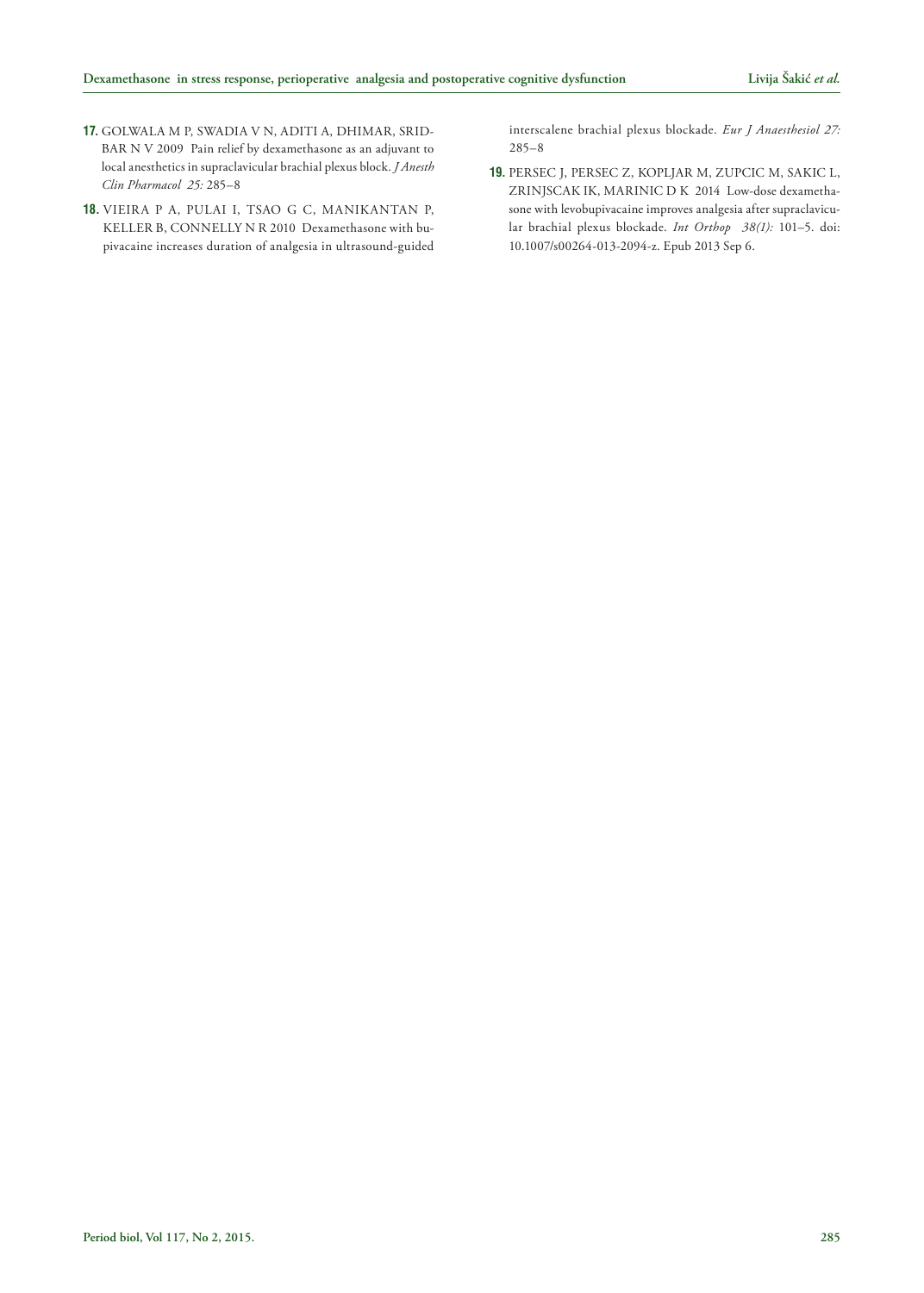17. GOLWALA M P, SWADIA V N, ADITI A, DHIMAR, SRIDBAR N V 2009 Pain relief by dexamethasone as an adjuvant to local anesthetics in supraclavicular brachial plexus block. *J Anesth Clin Pharmacol 25:* 285–8

18. VIEIRA P A, PULAI I, TSAO G C, MANIKANTAN P, KELLER B, CONNELLY N R 2010 Dexamethasone with bupivacaine increases duration of analgesia in ultrasound-guided interscalene brachial plexus blockade. *Eur J Anaesthesiol 27:* 285–8

19. PERSEC J, PERSEC Z, KOPLJAR M, ZUPCIC M, SAKIC L, ZRINJSCAK IK, MARINIC D K 2014 Low-dose dexamethasone with levobupivacaine improves analgesia after supraclavicular brachial plexus blockade. *Int Orthop 38(1):* 101–5. doi: 10.1007/s00264-013-2094-z. Epub 2013 Sep 6.